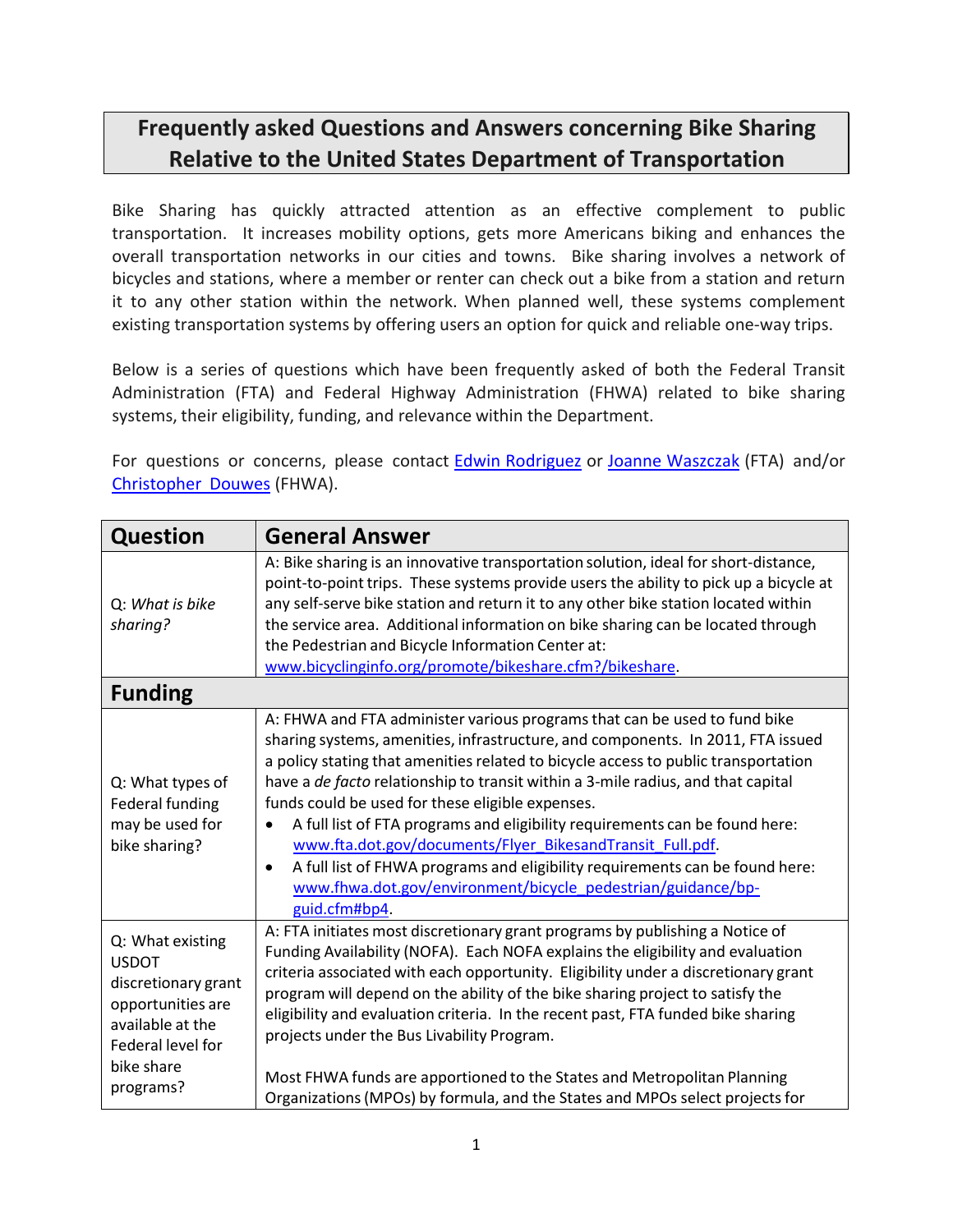# Frequently asked Questions and Answers concerning Bike Sharing Relative to the United States Department of Transportation

Bike Sharing has quickly attracted attention as an effective complement to public transportation. It increases mobility options, gets more Americans biking and enhances the overall transportation networks in our cities and towns. Bike sharing involves a network of bicycles and stations, where a member or renter can check out a bike from a station and return it to any other station within the network. When planned well, these systems complement existing transportation systems by offering users an option for quick and reliable one-way trips.

Below is a series of questions which have been frequently asked of both the Federal Transit Administration (FTA) and Federal Highway Administration (FHWA) related to bike sharing systems, their eligibility, funding, and relevance within the Department.

For questions or concerns, please contact Edwin Rodriguez or Joanne Waszczak (FTA) and/or Christopher Douwes (FHWA).

| Question | General Answer |
| --- | --- |
| Q: *What is bike sharing?* | A: Bike sharing is an innovative transportation solution, ideal for short-distance, point-to-point trips. These systems provide users the ability to pick up a bicycle at any self-serve bike station and return it to any other bike station located within the service area. Additional information on bike sharing can be located through the Pedestrian and Bicycle Information Center at: www.bicyclinginfo.org/promote/bikeshare.cfm?/bikeshare. |
| **Funding** | |
| Q: What types of Federal funding may be used for bike sharing? | A: FHWA and FTA administer various programs that can be used to fund bike sharing systems, amenities, infrastructure, and components. In 2011, FTA issued a policy stating that amenities related to bicycle access to public transportation have a *de facto* relationship to transit within a 3-mile radius, and that capital funds could be used for these eligible expenses.<br>• A full list of FTA programs and eligibility requirements can be found here: www.fta.dot.gov/documents/Flyer_BikesandTransit_Full.pdf.<br>• A full list of FHWA programs and eligibility requirements can be found here: www.fhwa.dot.gov/environment/bicycle_pedestrian/guidance/bp-guid.cfm#bp4. |
| Q: What existing USDOT discretionary grant opportunities are available at the Federal level for bike share programs? | A: FTA initiates most discretionary grant programs by publishing a Notice of Funding Availability (NOFA). Each NOFA explains the eligibility and evaluation criteria associated with each opportunity. Eligibility under a discretionary grant program will depend on the ability of the bike sharing project to satisfy the eligibility and evaluation criteria. In the recent past, FTA funded bike sharing projects under the Bus Livability Program.<br><br>Most FHWA funds are apportioned to the States and Metropolitan Planning Organizations (MPOs) by formula, and the States and MPOs select projects for |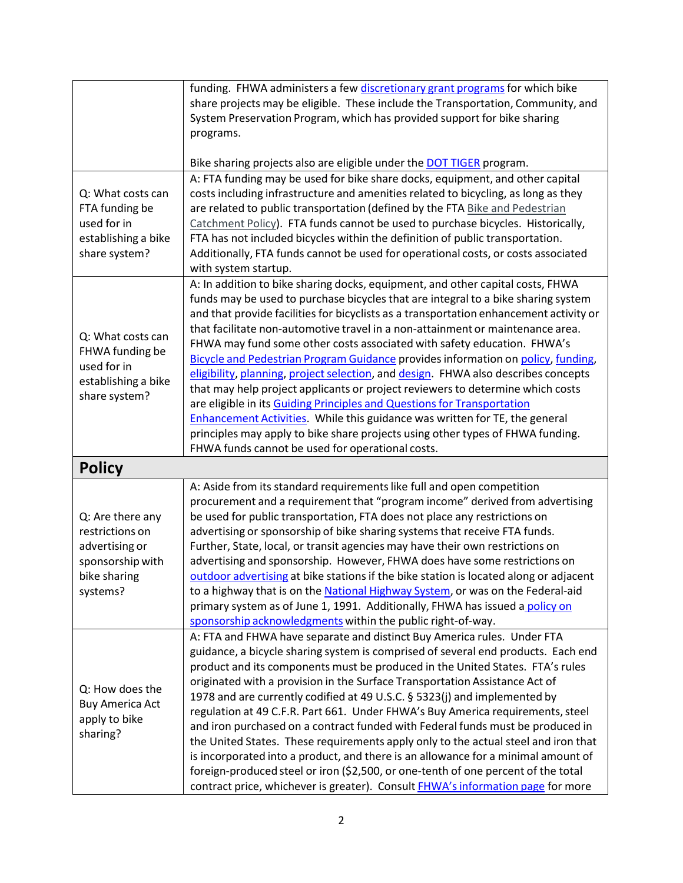| | |
|---|---|
| | funding. FHWA administers a few discretionary grant programs for which bike share projects may be eligible. These include the Transportation, Community, and System Preservation Program, which has provided support for bike sharing programs. Bike sharing projects also are eligible under the DOT TIGER program. |
| Q: What costs can FTA funding be used for in establishing a bike share system? | A: FTA funding may be used for bike share docks, equipment, and other capital costs including infrastructure and amenities related to bicycling, as long as they are related to public transportation (defined by the FTA Bike and Pedestrian Catchment Policy). FTA funds cannot be used to purchase bicycles. Historically, FTA has not included bicycles within the definition of public transportation. Additionally, FTA funds cannot be used for operational costs, or costs associated with system startup. |
| Q: What costs can FHWA funding be used for in establishing a bike share system? | A: In addition to bike sharing docks, equipment, and other capital costs, FHWA funds may be used to purchase bicycles that are integral to a bike sharing system and that provide facilities for bicyclists as a transportation enhancement activity or that facilitate non-automotive travel in a non-attainment or maintenance area. FHWA may fund some other costs associated with safety education. FHWA's Bicycle and Pedestrian Program Guidance provides information on policy, funding, eligibility, planning, project selection, and design. FHWA also describes concepts that may help project applicants or project reviewers to determine which costs are eligible in its Guiding Principles and Questions for Transportation Enhancement Activities. While this guidance was written for TE, the general principles may apply to bike share projects using other types of FHWA funding. FHWA funds cannot be used for operational costs. |
| **Policy** | |
| Q: Are there any restrictions on advertising or sponsorship with bike sharing systems? | A: Aside from its standard requirements like full and open competition procurement and a requirement that "program income" derived from advertising be used for public transportation, FTA does not place any restrictions on advertising or sponsorship of bike sharing systems that receive FTA funds. Further, State, local, or transit agencies may have their own restrictions on advertising and sponsorship. However, FHWA does have some restrictions on outdoor advertising at bike stations if the bike station is located along or adjacent to a highway that is on the National Highway System, or was on the Federal-aid primary system as of June 1, 1991. Additionally, FHWA has issued a policy on sponsorship acknowledgments within the public right-of-way. |
| Q: How does the Buy America Act apply to bike sharing? | A: FTA and FHWA have separate and distinct Buy America rules. Under FTA guidance, a bicycle sharing system is comprised of several end products. Each end product and its components must be produced in the United States. FTA's rules originated with a provision in the Surface Transportation Assistance Act of 1978 and are currently codified at 49 U.S.C. § 5323(j) and implemented by regulation at 49 C.F.R. Part 661. Under FHWA's Buy America requirements, steel and iron purchased on a contract funded with Federal funds must be produced in the United States. These requirements apply only to the actual steel and iron that is incorporated into a product, and there is an allowance for a minimal amount of foreign-produced steel or iron ($2,500, or one-tenth of one percent of the total contract price, whichever is greater). Consult FHWA's information page for more |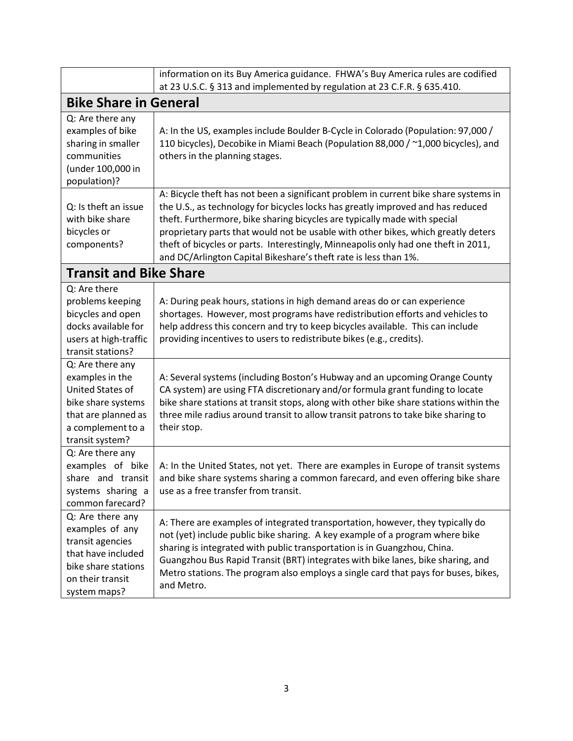| | |
|---|---|
| | information on its Buy America guidance. FHWA's Buy America rules are codified at 23 U.S.C. § 313 and implemented by regulation at 23 C.F.R. § 635.410. |
| **Bike Share in General** | |
| Q: Are there any examples of bike sharing in smaller communities (under 100,000 in population)? | A: In the US, examples include Boulder B-Cycle in Colorado (Population: 97,000 / 110 bicycles), Decobike in Miami Beach (Population 88,000 / ~1,000 bicycles), and others in the planning stages. |
| Q: Is theft an issue with bike share bicycles or components? | A: Bicycle theft has not been a significant problem in current bike share systems in the U.S., as technology for bicycles locks has greatly improved and has reduced theft. Furthermore, bike sharing bicycles are typically made with special proprietary parts that would not be usable with other bikes, which greatly deters theft of bicycles or parts. Interestingly, Minneapolis only had one theft in 2011, and DC/Arlington Capital Bikeshare's theft rate is less than 1%. |
| **Transit and Bike Share** | |
| Q: Are there problems keeping bicycles and open docks available for users at high-traffic transit stations? | A: During peak hours, stations in high demand areas do or can experience shortages. However, most programs have redistribution efforts and vehicles to help address this concern and try to keep bicycles available. This can include providing incentives to users to redistribute bikes (e.g., credits). |
| Q: Are there any examples in the United States of bike share systems that are planned as a complement to a transit system? | A: Several systems (including Boston's Hubway and an upcoming Orange County CA system) are using FTA discretionary and/or formula grant funding to locate bike share stations at transit stops, along with other bike share stations within the three mile radius around transit to allow transit patrons to take bike sharing to their stop. |
| Q: Are there any examples of bike share and transit systems sharing a common farecard? | A: In the United States, not yet. There are examples in Europe of transit systems and bike share systems sharing a common farecard, and even offering bike share use as a free transfer from transit. |
| Q: Are there any examples of any transit agencies that have included bike share stations on their transit system maps? | A: There are examples of integrated transportation, however, they typically do not (yet) include public bike sharing. A key example of a program where bike sharing is integrated with public transportation is in Guangzhou, China. Guangzhou Bus Rapid Transit (BRT) integrates with bike lanes, bike sharing, and Metro stations. The program also employs a single card that pays for buses, bikes, and Metro. |